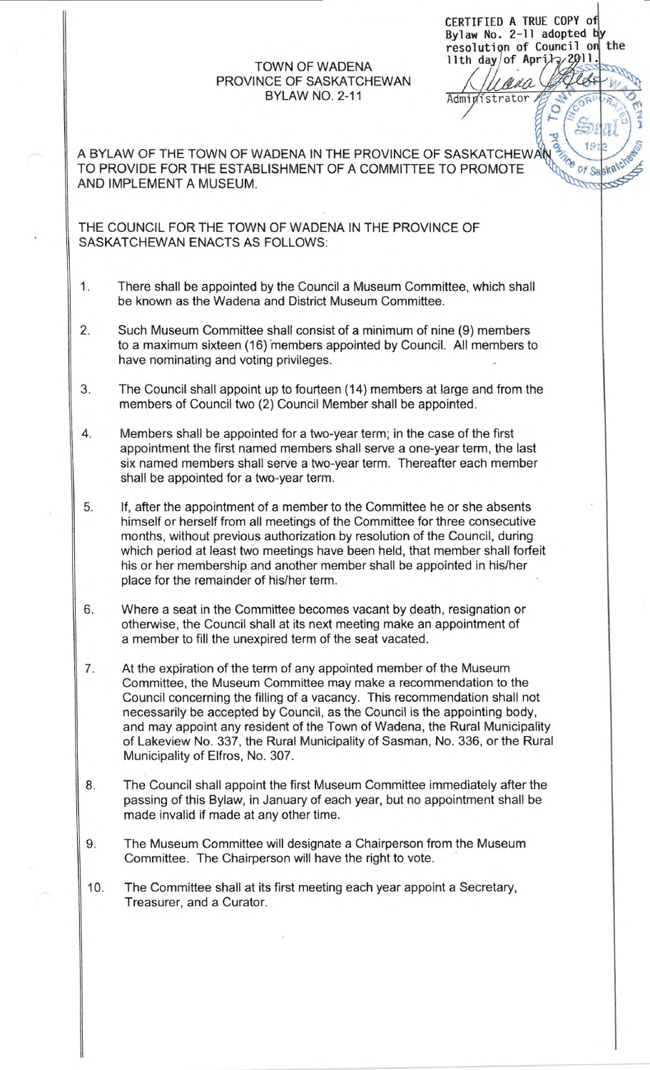CERTIFIED A TRUE COPY of Bylaw No. 2-11 adopted by resolution of Council on the 11th day of April, 2011.

Administrator

TOWN OF WADENA
PROVINCE OF SASKATCHEWAN
BYLAW NO. 2-11

A BYLAW OF THE TOWN OF WADENA IN THE PROVINCE OF SASKATCHEWAN TO PROVIDE FOR THE ESTABLISHMENT OF A COMMITTEE TO PROMOTE AND IMPLEMENT A MUSEUM.

THE COUNCIL FOR THE TOWN OF WADENA IN THE PROVINCE OF SASKATCHEWAN ENACTS AS FOLLOWS:

1. There shall be appointed by the Council a Museum Committee, which shall be known as the Wadena and District Museum Committee.

2. Such Museum Committee shall consist of a minimum of nine (9) members to a maximum sixteen (16) members appointed by Council. All members to have nominating and voting privileges.

3. The Council shall appoint up to fourteen (14) members at large and from the members of Council two (2) Council Member shall be appointed.

4. Members shall be appointed for a two-year term; in the case of the first appointment the first named members shall serve a one-year term, the last six named members shall serve a two-year term. Thereafter each member shall be appointed for a two-year term.

5. If, after the appointment of a member to the Committee he or she absents himself or herself from all meetings of the Committee for three consecutive months, without previous authorization by resolution of the Council, during which period at least two meetings have been held, that member shall forfeit his or her membership and another member shall be appointed in his/her place for the remainder of his/her term.

6. Where a seat in the Committee becomes vacant by death, resignation or otherwise, the Council shall at its next meeting make an appointment of a member to fill the unexpired term of the seat vacated.

7. At the expiration of the term of any appointed member of the Museum Committee, the Museum Committee may make a recommendation to the Council concerning the filling of a vacancy. This recommendation shall not necessarily be accepted by Council, as the Council is the appointing body, and may appoint any resident of the Town of Wadena, the Rural Municipality of Lakeview No. 337, the Rural Municipality of Sasman, No. 336, or the Rural Municipality of Elfros, No. 307.

8. The Council shall appoint the first Museum Committee immediately after the passing of this Bylaw, in January of each year, but no appointment shall be made invalid if made at any other time.

9. The Museum Committee will designate a Chairperson from the Museum Committee. The Chairperson will have the right to vote.

10. The Committee shall at its first meeting each year appoint a Secretary, Treasurer, and a Curator.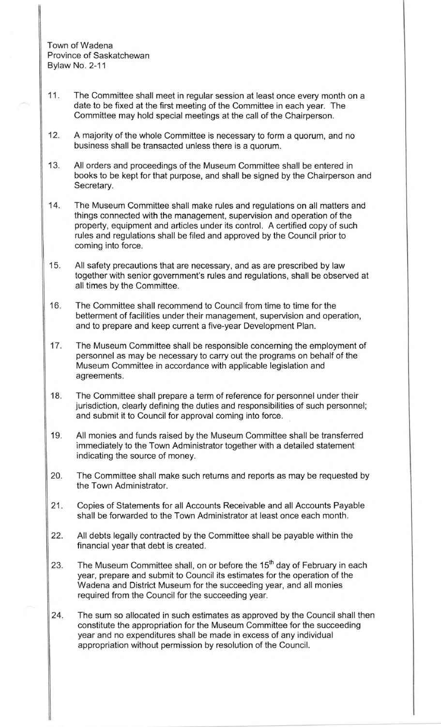Town of Wadena
Province of Saskatchewan
Bylaw No. 2-11

11. The Committee shall meet in regular session at least once every month on a date to be fixed at the first meeting of the Committee in each year. The Committee may hold special meetings at the call of the Chairperson.

12. A majority of the whole Committee is necessary to form a quorum, and no business shall be transacted unless there is a quorum.

13. All orders and proceedings of the Museum Committee shall be entered in books to be kept for that purpose, and shall be signed by the Chairperson and Secretary.

14. The Museum Committee shall make rules and regulations on all matters and things connected with the management, supervision and operation of the property, equipment and articles under its control. A certified copy of such rules and regulations shall be filed and approved by the Council prior to coming into force.

15. All safety precautions that are necessary, and as are prescribed by law together with senior government's rules and regulations, shall be observed at all times by the Committee.

16. The Committee shall recommend to Council from time to time for the betterment of facilities under their management, supervision and operation, and to prepare and keep current a five-year Development Plan.

17. The Museum Committee shall be responsible concerning the employment of personnel as may be necessary to carry out the programs on behalf of the Museum Committee in accordance with applicable legislation and agreements.

18. The Committee shall prepare a term of reference for personnel under their jurisdiction, clearly defining the duties and responsibilities of such personnel; and submit it to Council for approval coming into force.

19. All monies and funds raised by the Museum Committee shall be transferred immediately to the Town Administrator together with a detailed statement indicating the source of money.

20. The Committee shall make such returns and reports as may be requested by the Town Administrator.

21. Copies of Statements for all Accounts Receivable and all Accounts Payable shall be forwarded to the Town Administrator at least once each month.

22. All debts legally contracted by the Committee shall be payable within the financial year that debt is created.

23. The Museum Committee shall, on or before the 15th day of February in each year, prepare and submit to Council its estimates for the operation of the Wadena and District Museum for the succeeding year, and all monies required from the Council for the succeeding year.

24. The sum so allocated in such estimates as approved by the Council shall then constitute the appropriation for the Museum Committee for the succeeding year and no expenditures shall be made in excess of any individual appropriation without permission by resolution of the Council.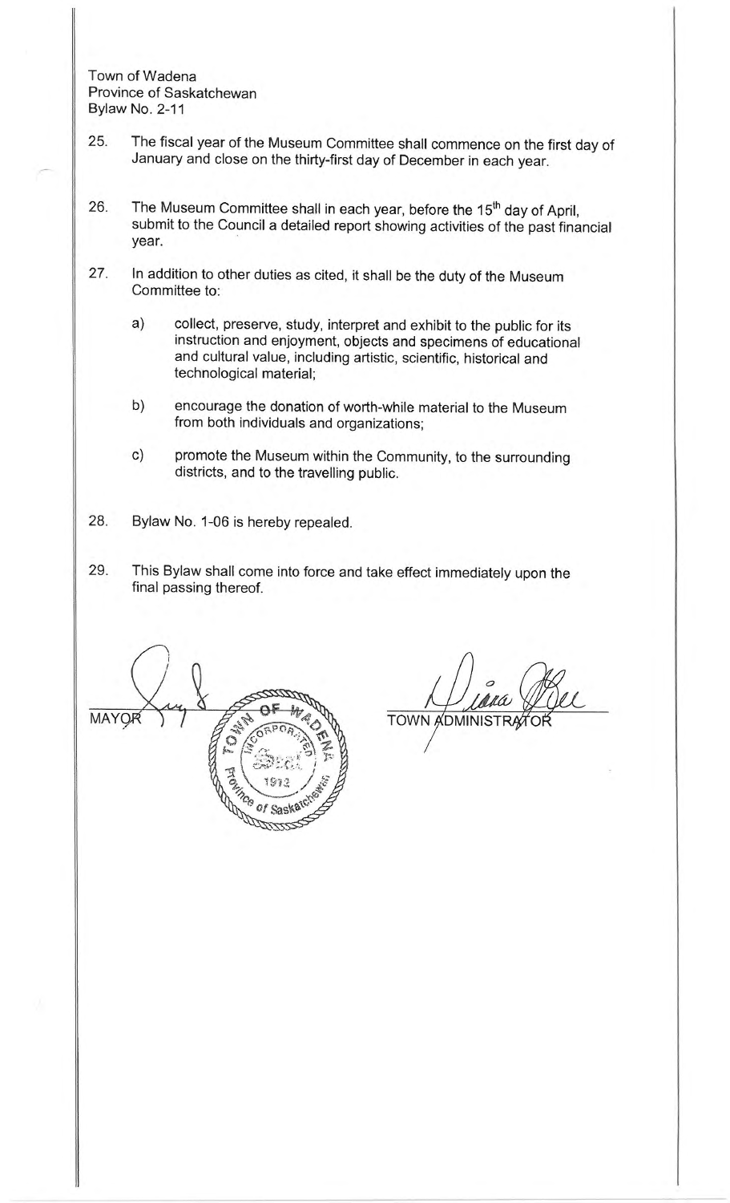Town of Wadena
Province of Saskatchewan
Bylaw No. 2-11

25. The fiscal year of the Museum Committee shall commence on the first day of January and close on the thirty-first day of December in each year.

26. The Museum Committee shall in each year, before the 15th day of April, submit to the Council a detailed report showing activities of the past financial year.

27. In addition to other duties as cited, it shall be the duty of the Museum Committee to:

    a) collect, preserve, study, interpret and exhibit to the public for its instruction and enjoyment, objects and specimens of educational and cultural value, including artistic, scientific, historical and technological material;

    b) encourage the donation of worth-while material to the Museum from both individuals and organizations;

    c) promote the Museum within the Community, to the surrounding districts, and to the travelling public.

28. Bylaw No. 1-06 is hereby repealed.

29. This Bylaw shall come into force and take effect immediately upon the final passing thereof.

MAYOR

TOWN OF WADENA INCORPORATED 1912 Province of Saskatchewan

TOWN ADMINISTRATOR